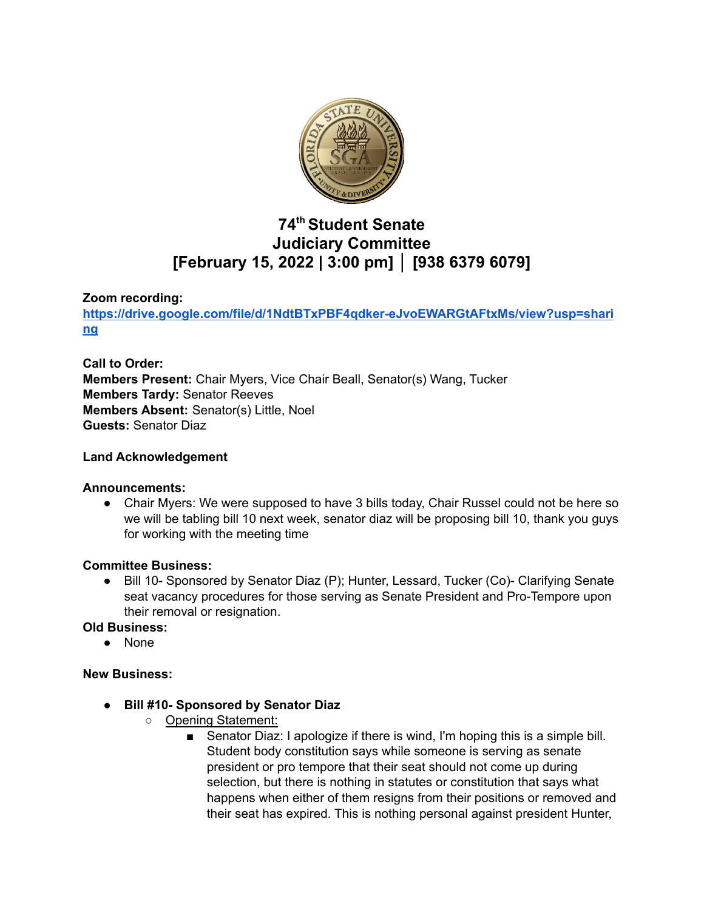# 74th Student Senate
## Judiciary Committee
## [February 15, 2022 | 3:00 pm] │ [938 6379 6079]

**Zoom recording:**
**https://drive.google.com/file/d/1NdtBTxPBF4qdker-eJvoEWARGtAFtxMs/view?usp=sharing**

**Call to Order:**
**Members Present:** Chair Myers, Vice Chair Beall, Senator(s) Wang, Tucker
**Members Tardy:** Senator Reeves
**Members Absent:** Senator(s) Little, Noel
**Guests:** Senator Diaz

**Land Acknowledgement**

**Announcements:**

- Chair Myers: We were supposed to have 3 bills today, Chair Russel could not be here so we will be tabling bill 10 next week, senator diaz will be proposing bill 10, thank you guys for working with the meeting time

**Committee Business:**

- Bill 10- Sponsored by Senator Diaz (P); Hunter, Lessard, Tucker (Co)- Clarifying Senate seat vacancy procedures for those serving as Senate President and Pro-Tempore upon their removal or resignation.

**Old Business:**

- None

**New Business:**

- **Bill #10- Sponsored by Senator Diaz**
  - Opening Statement:
    - Senator Diaz: I apologize if there is wind, I'm hoping this is a simple bill. Student body constitution says while someone is serving as senate president or pro tempore that their seat should not come up during selection, but there is nothing in statutes or constitution that says what happens when either of them resigns from their positions or removed and their seat has expired. This is nothing personal against president Hunter,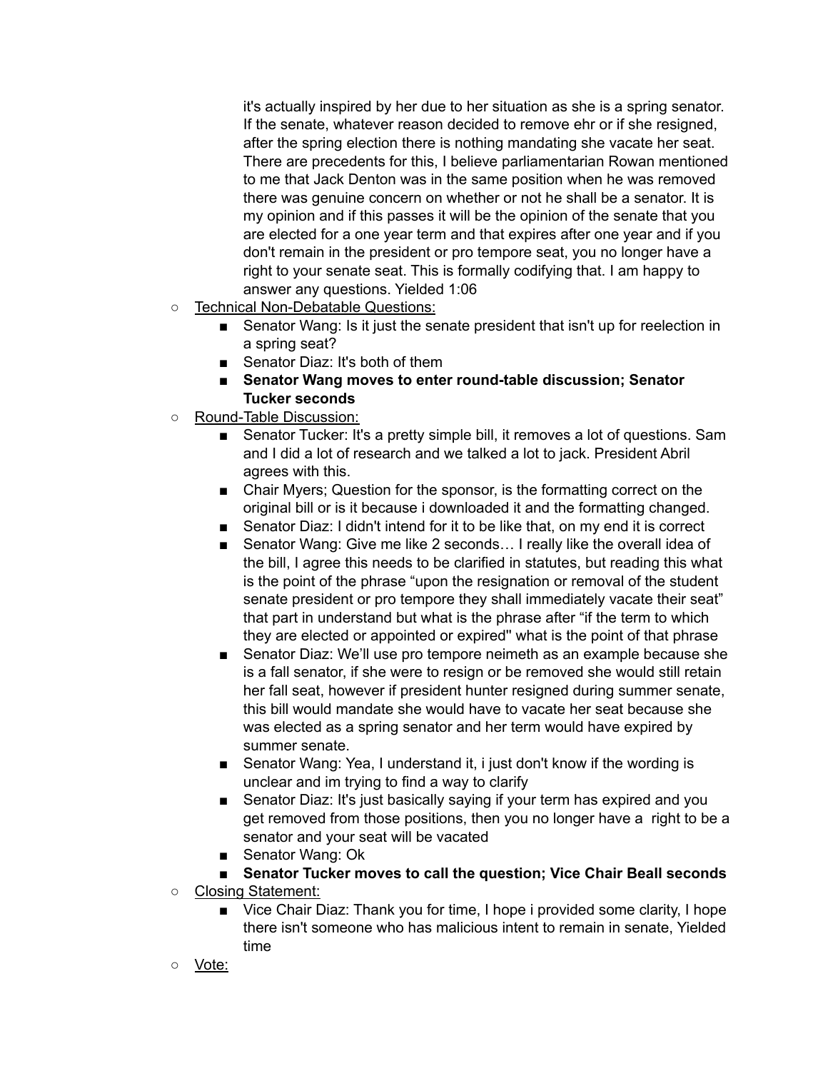it's actually inspired by her due to her situation as she is a spring senator. If the senate, whatever reason decided to remove ehr or if she resigned, after the spring election there is nothing mandating she vacate her seat. There are precedents for this, I believe parliamentarian Rowan mentioned to me that Jack Denton was in the same position when he was removed there was genuine concern on whether or not he shall be a senator. It is my opinion and if this passes it will be the opinion of the senate that you are elected for a one year term and that expires after one year and if you don't remain in the president or pro tempore seat, you no longer have a right to your senate seat. This is formally codifying that. I am happy to answer any questions. Yielded 1:06

- Technical Non-Debatable Questions:
  - Senator Wang: Is it just the senate president that isn't up for reelection in a spring seat?
  - Senator Diaz: It's both of them
  - **Senator Wang moves to enter round-table discussion; Senator Tucker seconds**
- Round-Table Discussion:
  - Senator Tucker: It's a pretty simple bill, it removes a lot of questions. Sam and I did a lot of research and we talked a lot to jack. President Abril agrees with this.
  - Chair Myers; Question for the sponsor, is the formatting correct on the original bill or is it because i downloaded it and the formatting changed.
  - Senator Diaz: I didn't intend for it to be like that, on my end it is correct
  - Senator Wang: Give me like 2 seconds… I really like the overall idea of the bill, I agree this needs to be clarified in statutes, but reading this what is the point of the phrase "upon the resignation or removal of the student senate president or pro tempore they shall immediately vacate their seat" that part in understand but what is the phrase after "if the term to which they are elected or appointed or expired" what is the point of that phrase
  - Senator Diaz: We'll use pro tempore neimeth as an example because she is a fall senator, if she were to resign or be removed she would still retain her fall seat, however if president hunter resigned during summer senate, this bill would mandate she would have to vacate her seat because she was elected as a spring senator and her term would have expired by summer senate.
  - Senator Wang: Yea, I understand it, i just don't know if the wording is unclear and im trying to find a way to clarify
  - Senator Diaz: It's just basically saying if your term has expired and you get removed from those positions, then you no longer have a right to be a senator and your seat will be vacated
  - Senator Wang: Ok
  - **Senator Tucker moves to call the question; Vice Chair Beall seconds**
- Closing Statement:
  - Vice Chair Diaz: Thank you for time, I hope i provided some clarity, I hope there isn't someone who has malicious intent to remain in senate, Yielded time
- Vote: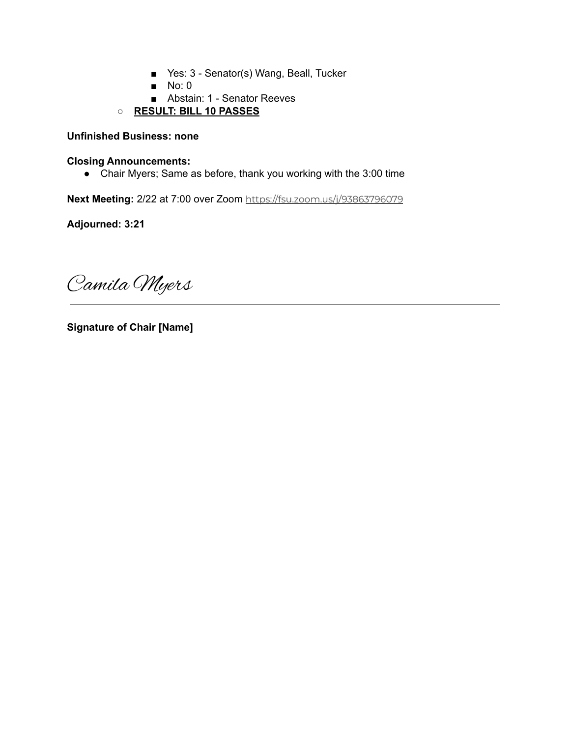- Yes: 3 - Senator(s) Wang, Beall, Tucker
        - No: 0
        - Abstain: 1 - Senator Reeves
    - **RESULT: BILL 10 PASSES**

**Unfinished Business: none**

**Closing Announcements:**

- Chair Myers; Same as before, thank you working with the 3:00 time

**Next Meeting:** 2/22 at 7:00 over Zoom https://fsu.zoom.us/j/93863796079

**Adjourned: 3:21**

Camila Myers

---

**Signature of Chair [Name]**